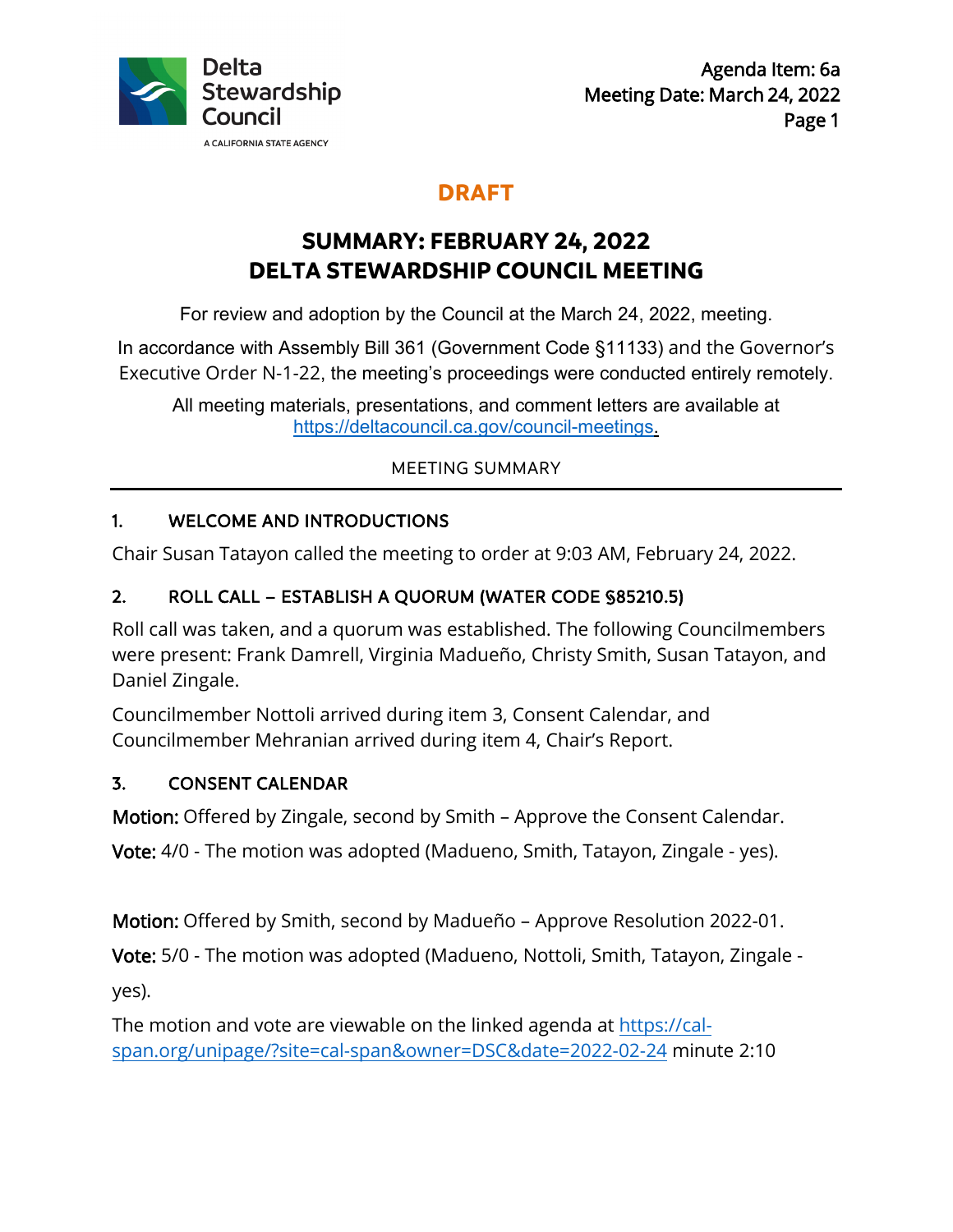Delta Stewardship Council

A CALIFORNIA STATE AGENCY

Agenda Item: 6a
Meeting Date: March 24, 2022

**DRAFT**

# SUMMARY: FEBRUARY 24, 2022 DELTA STEWARDSHIP COUNCIL MEETING

For review and adoption by the Council at the March 24, 2022, meeting.

In accordance with Assembly Bill 361 (Government Code §11133) and the Governor's Executive Order N-1-22, the meeting's proceedings were conducted entirely remotely.

All meeting materials, presentations, and comment letters are available at https://deltacouncil.ca.gov/council-meetings.

MEETING SUMMARY

## 1. WELCOME AND INTRODUCTIONS

Chair Susan Tatayon called the meeting to order at 9:03 AM, February 24, 2022.

## 2. ROLL CALL – ESTABLISH A QUORUM (WATER CODE §85210.5)

Roll call was taken, and a quorum was established. The following Councilmembers were present: Frank Damrell, Virginia Madueño, Christy Smith, Susan Tatayon, and Daniel Zingale.

Councilmember Nottoli arrived during item 3, Consent Calendar, and Councilmember Mehranian arrived during item 4, Chair's Report.

## 3. CONSENT CALENDAR

**Motion:** Offered by Zingale, second by Smith – Approve the Consent Calendar.

**Vote:** 4/0 - The motion was adopted (Madueno, Smith, Tatayon, Zingale - yes).

**Motion:** Offered by Smith, second by Madueño – Approve Resolution 2022-01.

**Vote:** 5/0 - The motion was adopted (Madueno, Nottoli, Smith, Tatayon, Zingale - yes).

The motion and vote are viewable on the linked agenda at https://cal-span.org/unipage/?site=cal-span&owner=DSC&date=2022-02-24 minute 2:10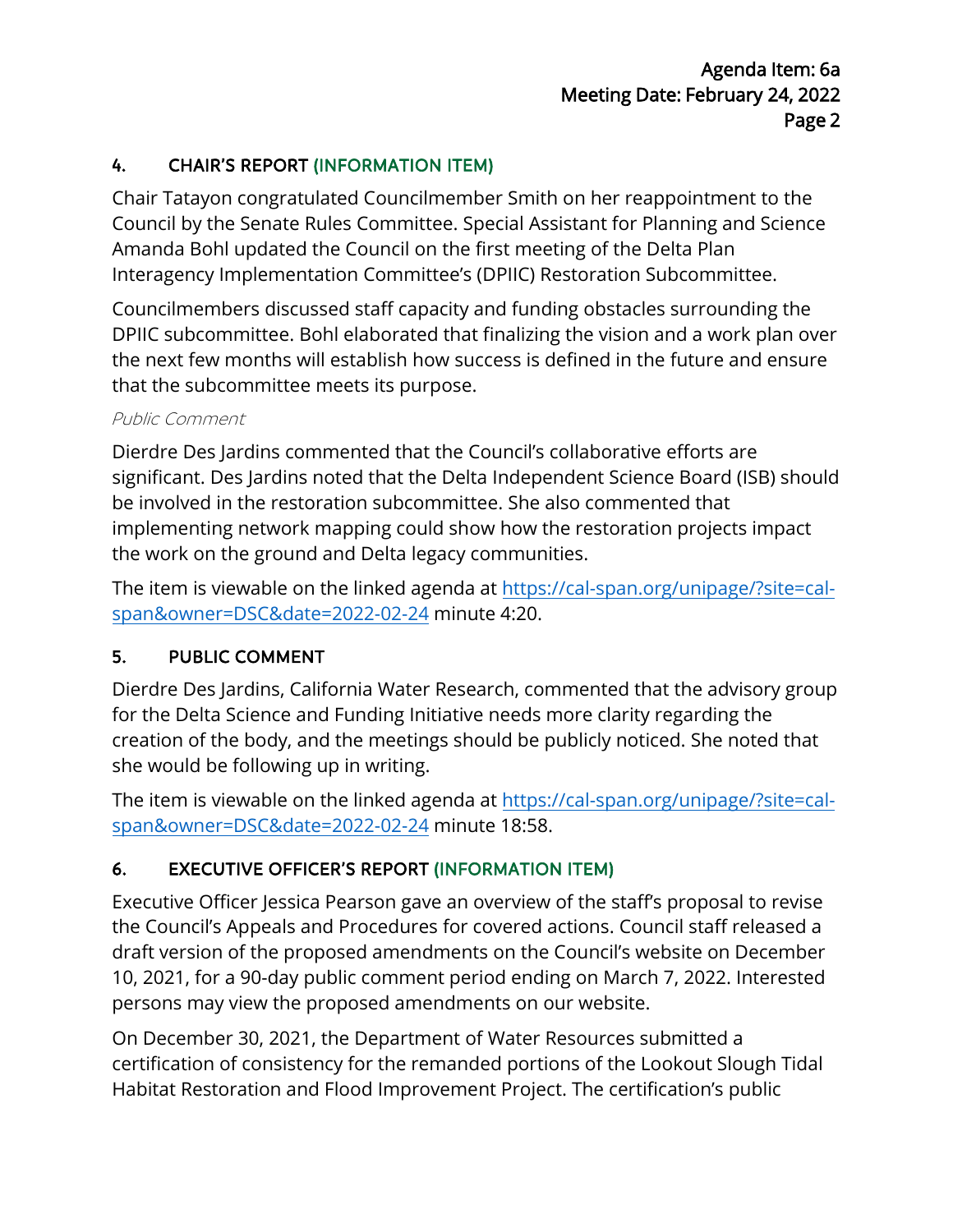## 4. CHAIR'S REPORT (INFORMATION ITEM)

Chair Tatayon congratulated Councilmember Smith on her reappointment to the Council by the Senate Rules Committee. Special Assistant for Planning and Science Amanda Bohl updated the Council on the first meeting of the Delta Plan Interagency Implementation Committee's (DPIIC) Restoration Subcommittee.

Councilmembers discussed staff capacity and funding obstacles surrounding the DPIIC subcommittee. Bohl elaborated that finalizing the vision and a work plan over the next few months will establish how success is defined in the future and ensure that the subcommittee meets its purpose.

*Public Comment*

Dierdre Des Jardins commented that the Council's collaborative efforts are significant. Des Jardins noted that the Delta Independent Science Board (ISB) should be involved in the restoration subcommittee. She also commented that implementing network mapping could show how the restoration projects impact the work on the ground and Delta legacy communities.

The item is viewable on the linked agenda at [https://cal-span.org/unipage/?site=cal-span&owner=DSC&date=2022-02-24](https://cal-span.org/unipage/?site=cal-span&owner=DSC&date=2022-02-24) minute 4:20.

## 5. PUBLIC COMMENT

Dierdre Des Jardins, California Water Research, commented that the advisory group for the Delta Science and Funding Initiative needs more clarity regarding the creation of the body, and the meetings should be publicly noticed. She noted that she would be following up in writing.

The item is viewable on the linked agenda at [https://cal-span.org/unipage/?site=cal-span&owner=DSC&date=2022-02-24](https://cal-span.org/unipage/?site=cal-span&owner=DSC&date=2022-02-24) minute 18:58.

## 6. EXECUTIVE OFFICER'S REPORT (INFORMATION ITEM)

Executive Officer Jessica Pearson gave an overview of the staff's proposal to revise the Council's Appeals and Procedures for covered actions. Council staff released a draft version of the proposed amendments on the Council's website on December 10, 2021, for a 90-day public comment period ending on March 7, 2022. Interested persons may view the proposed amendments on our website.

On December 30, 2021, the Department of Water Resources submitted a certification of consistency for the remanded portions of the Lookout Slough Tidal Habitat Restoration and Flood Improvement Project. The certification's public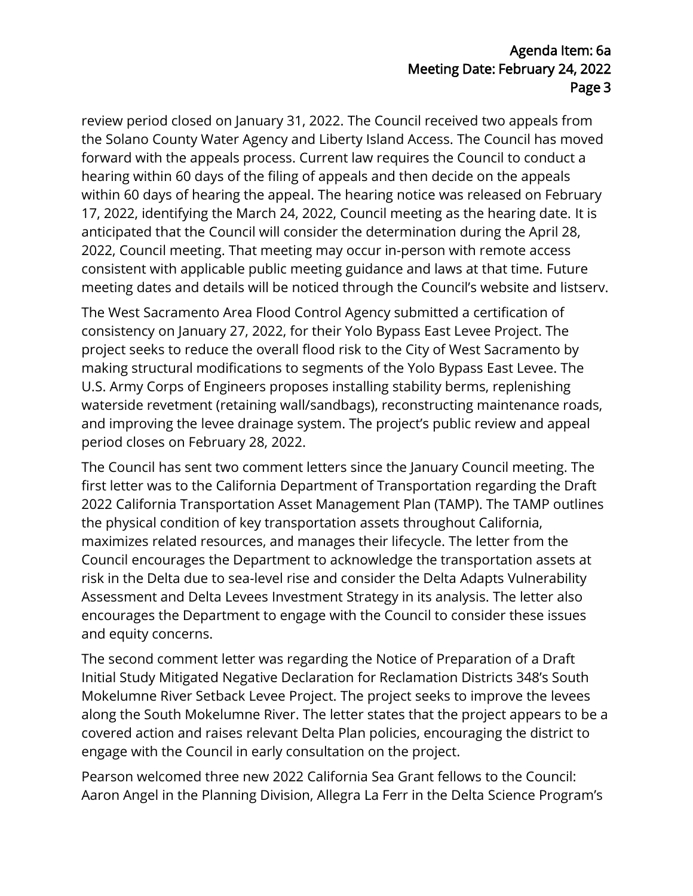review period closed on January 31, 2022. The Council received two appeals from the Solano County Water Agency and Liberty Island Access. The Council has moved forward with the appeals process. Current law requires the Council to conduct a hearing within 60 days of the filing of appeals and then decide on the appeals within 60 days of hearing the appeal. The hearing notice was released on February 17, 2022, identifying the March 24, 2022, Council meeting as the hearing date. It is anticipated that the Council will consider the determination during the April 28, 2022, Council meeting. That meeting may occur in-person with remote access consistent with applicable public meeting guidance and laws at that time. Future meeting dates and details will be noticed through the Council's website and listserv.

The West Sacramento Area Flood Control Agency submitted a certification of consistency on January 27, 2022, for their Yolo Bypass East Levee Project. The project seeks to reduce the overall flood risk to the City of West Sacramento by making structural modifications to segments of the Yolo Bypass East Levee. The U.S. Army Corps of Engineers proposes installing stability berms, replenishing waterside revetment (retaining wall/sandbags), reconstructing maintenance roads, and improving the levee drainage system. The project's public review and appeal period closes on February 28, 2022.

The Council has sent two comment letters since the January Council meeting. The first letter was to the California Department of Transportation regarding the Draft 2022 California Transportation Asset Management Plan (TAMP). The TAMP outlines the physical condition of key transportation assets throughout California, maximizes related resources, and manages their lifecycle. The letter from the Council encourages the Department to acknowledge the transportation assets at risk in the Delta due to sea-level rise and consider the Delta Adapts Vulnerability Assessment and Delta Levees Investment Strategy in its analysis. The letter also encourages the Department to engage with the Council to consider these issues and equity concerns.

The second comment letter was regarding the Notice of Preparation of a Draft Initial Study Mitigated Negative Declaration for Reclamation Districts 348's South Mokelumne River Setback Levee Project. The project seeks to improve the levees along the South Mokelumne River. The letter states that the project appears to be a covered action and raises relevant Delta Plan policies, encouraging the district to engage with the Council in early consultation on the project.

Pearson welcomed three new 2022 California Sea Grant fellows to the Council: Aaron Angel in the Planning Division, Allegra La Ferr in the Delta Science Program's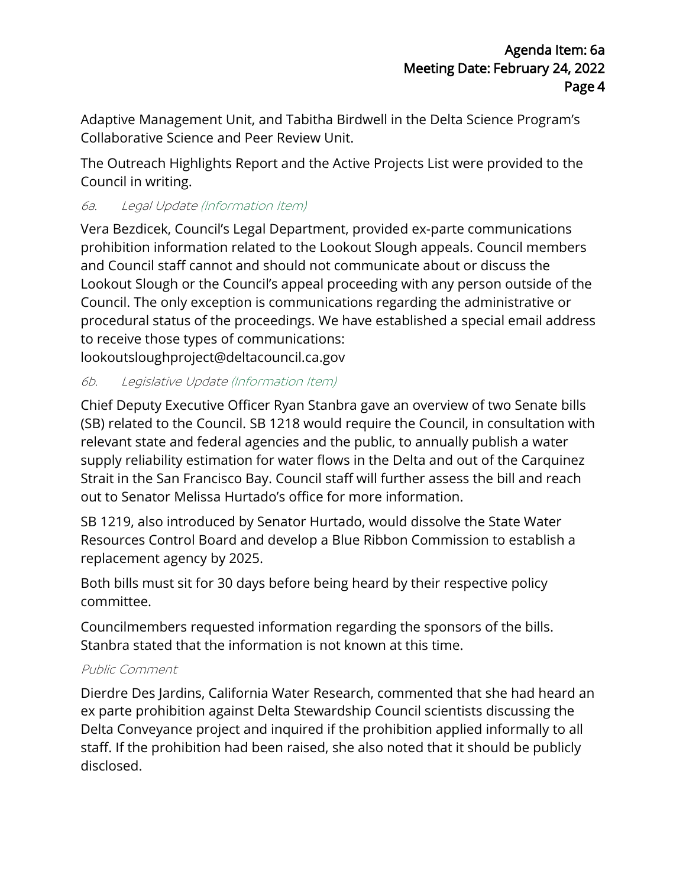Adaptive Management Unit, and Tabitha Birdwell in the Delta Science Program's Collaborative Science and Peer Review Unit.

The Outreach Highlights Report and the Active Projects List were provided to the Council in writing.

*6a. Legal Update (Information Item)*

Vera Bezdicek, Council's Legal Department, provided ex-parte communications prohibition information related to the Lookout Slough appeals. Council members and Council staff cannot and should not communicate about or discuss the Lookout Slough or the Council's appeal proceeding with any person outside of the Council. The only exception is communications regarding the administrative or procedural status of the proceedings. We have established a special email address to receive those types of communications: lookoutsloughproject@deltacouncil.ca.gov

*6b. Legislative Update (Information Item)*

Chief Deputy Executive Officer Ryan Stanbra gave an overview of two Senate bills (SB) related to the Council. SB 1218 would require the Council, in consultation with relevant state and federal agencies and the public, to annually publish a water supply reliability estimation for water flows in the Delta and out of the Carquinez Strait in the San Francisco Bay. Council staff will further assess the bill and reach out to Senator Melissa Hurtado's office for more information.

SB 1219, also introduced by Senator Hurtado, would dissolve the State Water Resources Control Board and develop a Blue Ribbon Commission to establish a replacement agency by 2025.

Both bills must sit for 30 days before being heard by their respective policy committee.

Councilmembers requested information regarding the sponsors of the bills. Stanbra stated that the information is not known at this time.

*Public Comment*

Dierdre Des Jardins, California Water Research, commented that she had heard an ex parte prohibition against Delta Stewardship Council scientists discussing the Delta Conveyance project and inquired if the prohibition applied informally to all staff. If the prohibition had been raised, she also noted that it should be publicly disclosed.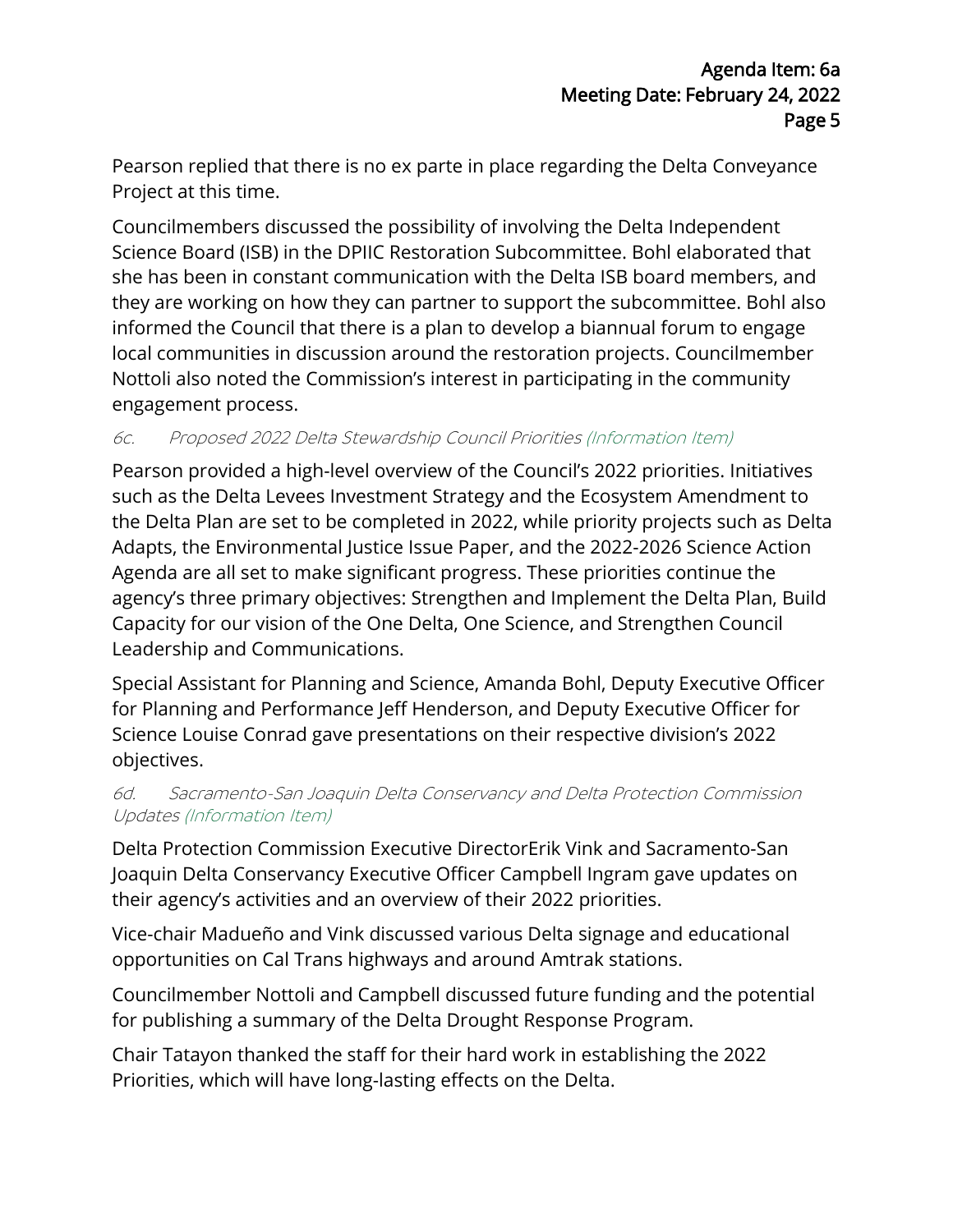Pearson replied that there is no ex parte in place regarding the Delta Conveyance Project at this time.

Councilmembers discussed the possibility of involving the Delta Independent Science Board (ISB) in the DPIIC Restoration Subcommittee. Bohl elaborated that she has been in constant communication with the Delta ISB board members, and they are working on how they can partner to support the subcommittee. Bohl also informed the Council that there is a plan to develop a biannual forum to engage local communities in discussion around the restoration projects. Councilmember Nottoli also noted the Commission's interest in participating in the community engagement process.

*6c. Proposed 2022 Delta Stewardship Council Priorities (Information Item)*

Pearson provided a high-level overview of the Council's 2022 priorities. Initiatives such as the Delta Levees Investment Strategy and the Ecosystem Amendment to the Delta Plan are set to be completed in 2022, while priority projects such as Delta Adapts, the Environmental Justice Issue Paper, and the 2022-2026 Science Action Agenda are all set to make significant progress. These priorities continue the agency's three primary objectives: Strengthen and Implement the Delta Plan, Build Capacity for our vision of the One Delta, One Science, and Strengthen Council Leadership and Communications.

Special Assistant for Planning and Science, Amanda Bohl, Deputy Executive Officer for Planning and Performance Jeff Henderson, and Deputy Executive Officer for Science Louise Conrad gave presentations on their respective division's 2022 objectives.

*6d. Sacramento-San Joaquin Delta Conservancy and Delta Protection Commission Updates (Information Item)*

Delta Protection Commission Executive DirectorErik Vink and Sacramento-San Joaquin Delta Conservancy Executive Officer Campbell Ingram gave updates on their agency's activities and an overview of their 2022 priorities.

Vice-chair Madueño and Vink discussed various Delta signage and educational opportunities on Cal Trans highways and around Amtrak stations.

Councilmember Nottoli and Campbell discussed future funding and the potential for publishing a summary of the Delta Drought Response Program.

Chair Tatayon thanked the staff for their hard work in establishing the 2022 Priorities, which will have long-lasting effects on the Delta.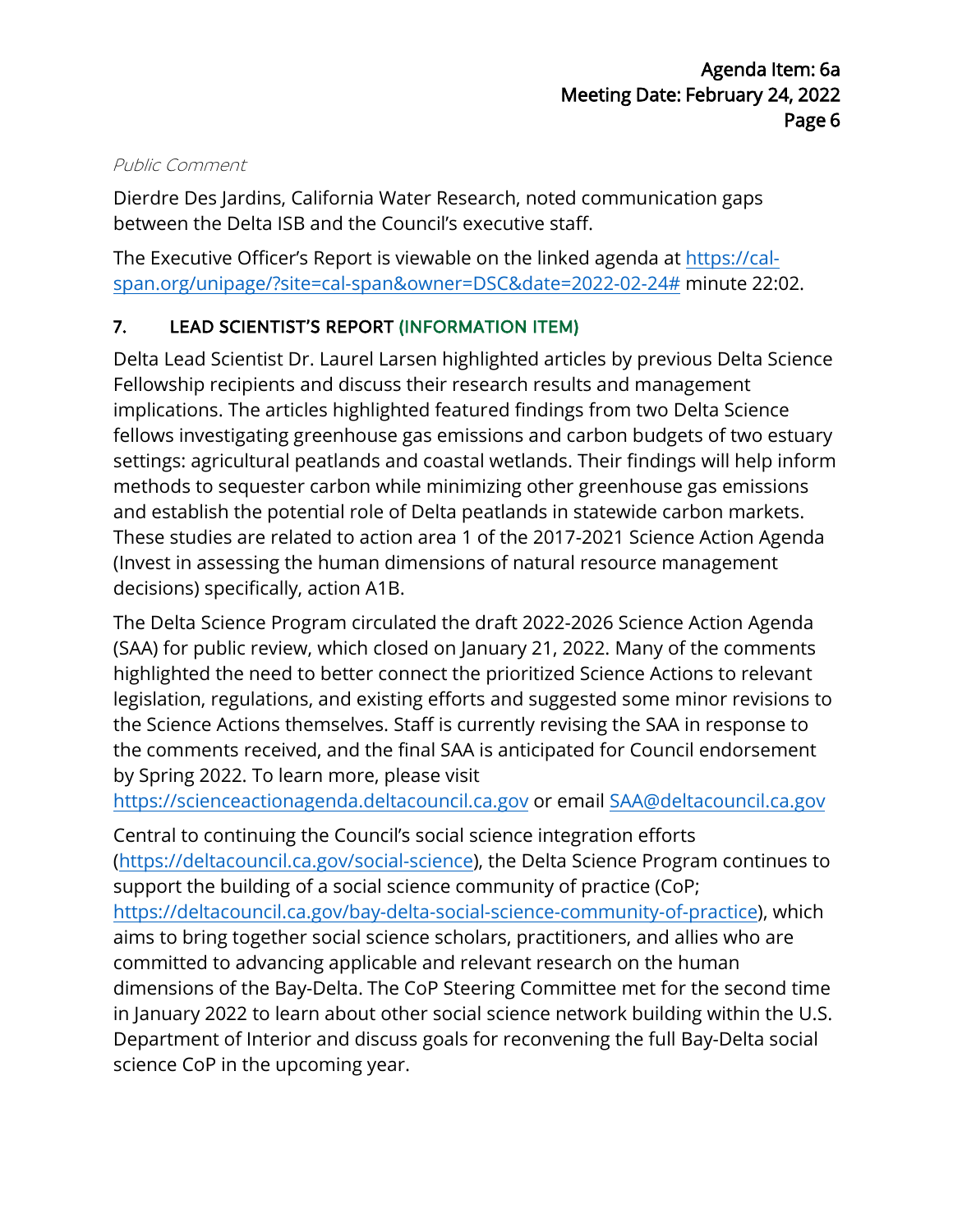*Public Comment*

Dierdre Des Jardins, California Water Research, noted communication gaps between the Delta ISB and the Council's executive staff.

The Executive Officer's Report is viewable on the linked agenda at [https://cal-span.org/unipage/?site=cal-span&owner=DSC&date=2022-02-24#](https://cal-span.org/unipage/?site=cal-span&owner=DSC&date=2022-02-24#) minute 22:02.

## 7. LEAD SCIENTIST'S REPORT (INFORMATION ITEM)

Delta Lead Scientist Dr. Laurel Larsen highlighted articles by previous Delta Science Fellowship recipients and discuss their research results and management implications. The articles highlighted featured findings from two Delta Science fellows investigating greenhouse gas emissions and carbon budgets of two estuary settings: agricultural peatlands and coastal wetlands. Their findings will help inform methods to sequester carbon while minimizing other greenhouse gas emissions and establish the potential role of Delta peatlands in statewide carbon markets. These studies are related to action area 1 of the 2017-2021 Science Action Agenda (Invest in assessing the human dimensions of natural resource management decisions) specifically, action A1B.

The Delta Science Program circulated the draft 2022-2026 Science Action Agenda (SAA) for public review, which closed on January 21, 2022. Many of the comments highlighted the need to better connect the prioritized Science Actions to relevant legislation, regulations, and existing efforts and suggested some minor revisions to the Science Actions themselves. Staff is currently revising the SAA in response to the comments received, and the final SAA is anticipated for Council endorsement by Spring 2022. To learn more, please visit [https://scienceactionagenda.deltacouncil.ca.gov](https://scienceactionagenda.deltacouncil.ca.gov) or email [SAA@deltacouncil.ca.gov](mailto:SAA@deltacouncil.ca.gov)

Central to continuing the Council's social science integration efforts ([https://deltacouncil.ca.gov/social-science](https://deltacouncil.ca.gov/social-science)), the Delta Science Program continues to support the building of a social science community of practice (CoP; [https://deltacouncil.ca.gov/bay-delta-social-science-community-of-practice](https://deltacouncil.ca.gov/bay-delta-social-science-community-of-practice)), which aims to bring together social science scholars, practitioners, and allies who are committed to advancing applicable and relevant research on the human dimensions of the Bay-Delta. The CoP Steering Committee met for the second time in January 2022 to learn about other social science network building within the U.S. Department of Interior and discuss goals for reconvening the full Bay-Delta social science CoP in the upcoming year.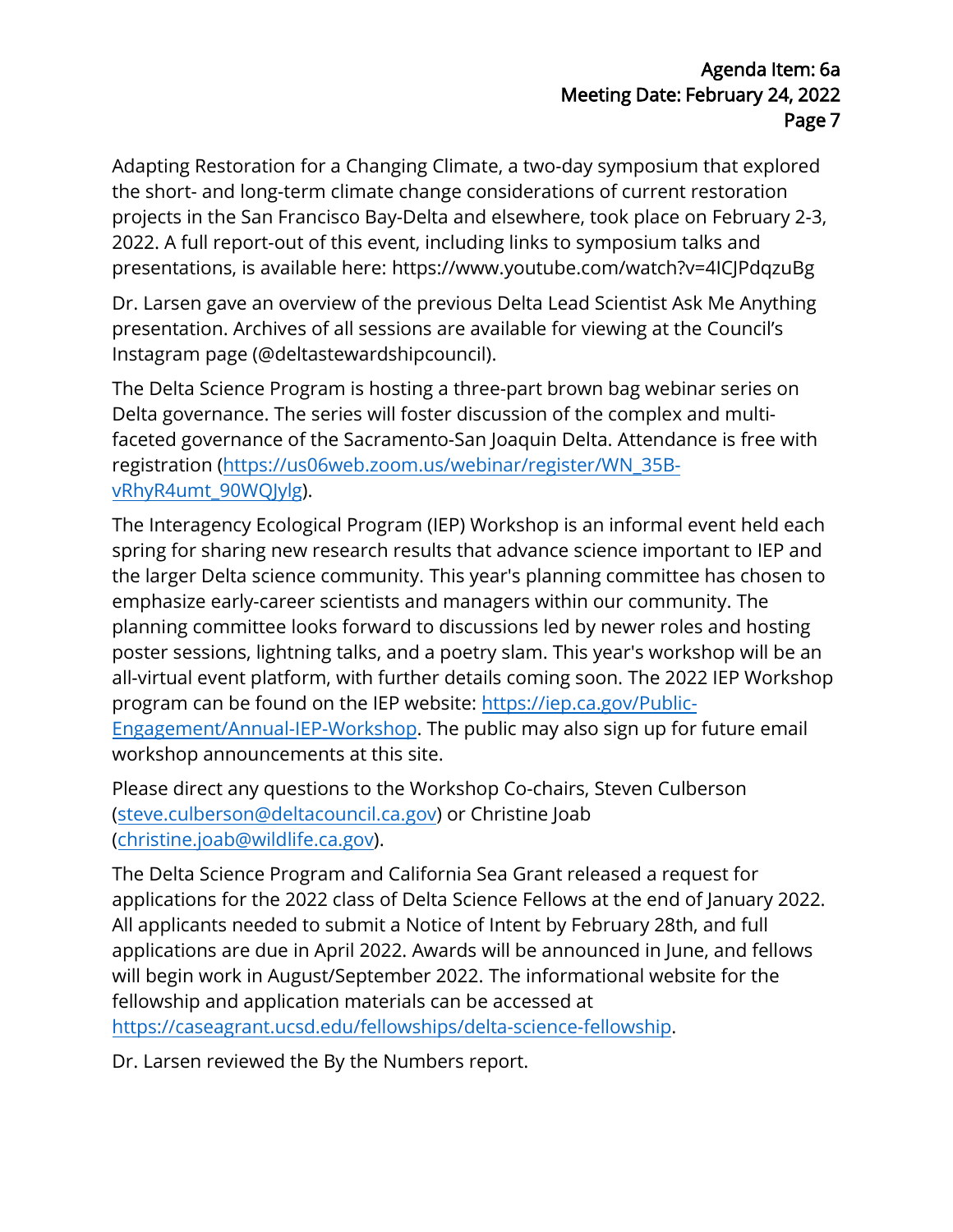Adapting Restoration for a Changing Climate, a two-day symposium that explored the short- and long-term climate change considerations of current restoration projects in the San Francisco Bay-Delta and elsewhere, took place on February 2-3, 2022. A full report-out of this event, including links to symposium talks and presentations, is available here: https://www.youtube.com/watch?v=4ICJPdqzuBg

Dr. Larsen gave an overview of the previous Delta Lead Scientist Ask Me Anything presentation. Archives of all sessions are available for viewing at the Council's Instagram page (@deltastewardshipcouncil).

The Delta Science Program is hosting a three-part brown bag webinar series on Delta governance. The series will foster discussion of the complex and multi-faceted governance of the Sacramento-San Joaquin Delta. Attendance is free with registration (https://us06web.zoom.us/webinar/register/WN_35B-vRhyR4umt_90WQJylg).

The Interagency Ecological Program (IEP) Workshop is an informal event held each spring for sharing new research results that advance science important to IEP and the larger Delta science community. This year's planning committee has chosen to emphasize early-career scientists and managers within our community. The planning committee looks forward to discussions led by newer roles and hosting poster sessions, lightning talks, and a poetry slam. This year's workshop will be an all-virtual event platform, with further details coming soon. The 2022 IEP Workshop program can be found on the IEP website: https://iep.ca.gov/Public-Engagement/Annual-IEP-Workshop. The public may also sign up for future email workshop announcements at this site.

Please direct any questions to the Workshop Co-chairs, Steven Culberson (steve.culberson@deltacouncil.ca.gov) or Christine Joab (christine.joab@wildlife.ca.gov).

The Delta Science Program and California Sea Grant released a request for applications for the 2022 class of Delta Science Fellows at the end of January 2022. All applicants needed to submit a Notice of Intent by February 28th, and full applications are due in April 2022. Awards will be announced in June, and fellows will begin work in August/September 2022. The informational website for the fellowship and application materials can be accessed at https://caseagrant.ucsd.edu/fellowships/delta-science-fellowship.

Dr. Larsen reviewed the By the Numbers report.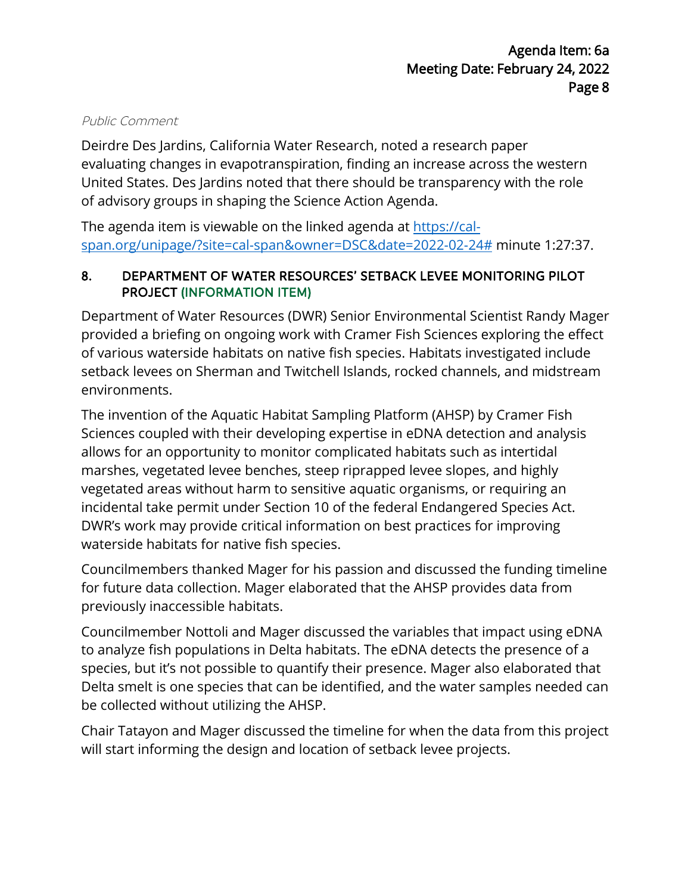*Public Comment*

Deirdre Des Jardins, California Water Research, noted a research paper evaluating changes in evapotranspiration, finding an increase across the western United States. Des Jardins noted that there should be transparency with the role of advisory groups in shaping the Science Action Agenda.

The agenda item is viewable on the linked agenda at [https://cal-span.org/unipage/?site=cal-span&owner=DSC&date=2022-02-24#](https://cal-span.org/unipage/?site=cal-span&owner=DSC&date=2022-02-24#) minute 1:27:37.

### 8. DEPARTMENT OF WATER RESOURCES' SETBACK LEVEE MONITORING PILOT PROJECT (INFORMATION ITEM)

Department of Water Resources (DWR) Senior Environmental Scientist Randy Mager provided a briefing on ongoing work with Cramer Fish Sciences exploring the effect of various waterside habitats on native fish species. Habitats investigated include setback levees on Sherman and Twitchell Islands, rocked channels, and midstream environments.

The invention of the Aquatic Habitat Sampling Platform (AHSP) by Cramer Fish Sciences coupled with their developing expertise in eDNA detection and analysis allows for an opportunity to monitor complicated habitats such as intertidal marshes, vegetated levee benches, steep riprapped levee slopes, and highly vegetated areas without harm to sensitive aquatic organisms, or requiring an incidental take permit under Section 10 of the federal Endangered Species Act. DWR's work may provide critical information on best practices for improving waterside habitats for native fish species.

Councilmembers thanked Mager for his passion and discussed the funding timeline for future data collection. Mager elaborated that the AHSP provides data from previously inaccessible habitats.

Councilmember Nottoli and Mager discussed the variables that impact using eDNA to analyze fish populations in Delta habitats. The eDNA detects the presence of a species, but it's not possible to quantify their presence. Mager also elaborated that Delta smelt is one species that can be identified, and the water samples needed can be collected without utilizing the AHSP.

Chair Tatayon and Mager discussed the timeline for when the data from this project will start informing the design and location of setback levee projects.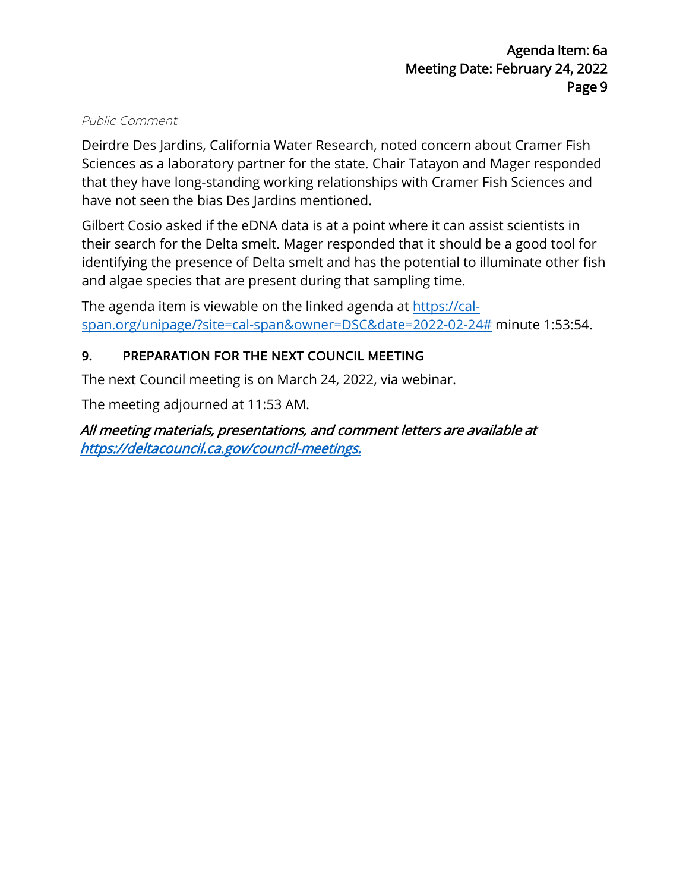*Public Comment*

Deirdre Des Jardins, California Water Research, noted concern about Cramer Fish Sciences as a laboratory partner for the state. Chair Tatayon and Mager responded that they have long-standing working relationships with Cramer Fish Sciences and have not seen the bias Des Jardins mentioned.

Gilbert Cosio asked if the eDNA data is at a point where it can assist scientists in their search for the Delta smelt. Mager responded that it should be a good tool for identifying the presence of Delta smelt and has the potential to illuminate other fish and algae species that are present during that sampling time.

The agenda item is viewable on the linked agenda at [https://cal-span.org/unipage/?site=cal-span&owner=DSC&date=2022-02-24#](https://cal-span.org/unipage/?site=cal-span&owner=DSC&date=2022-02-24#) minute 1:53:54.

## 9. PREPARATION FOR THE NEXT COUNCIL MEETING

The next Council meeting is on March 24, 2022, via webinar.

The meeting adjourned at 11:53 AM.

***All meeting materials, presentations, and comment letters are available at [https://deltacouncil.ca.gov/council-meetings](https://deltacouncil.ca.gov/council-meetings).***